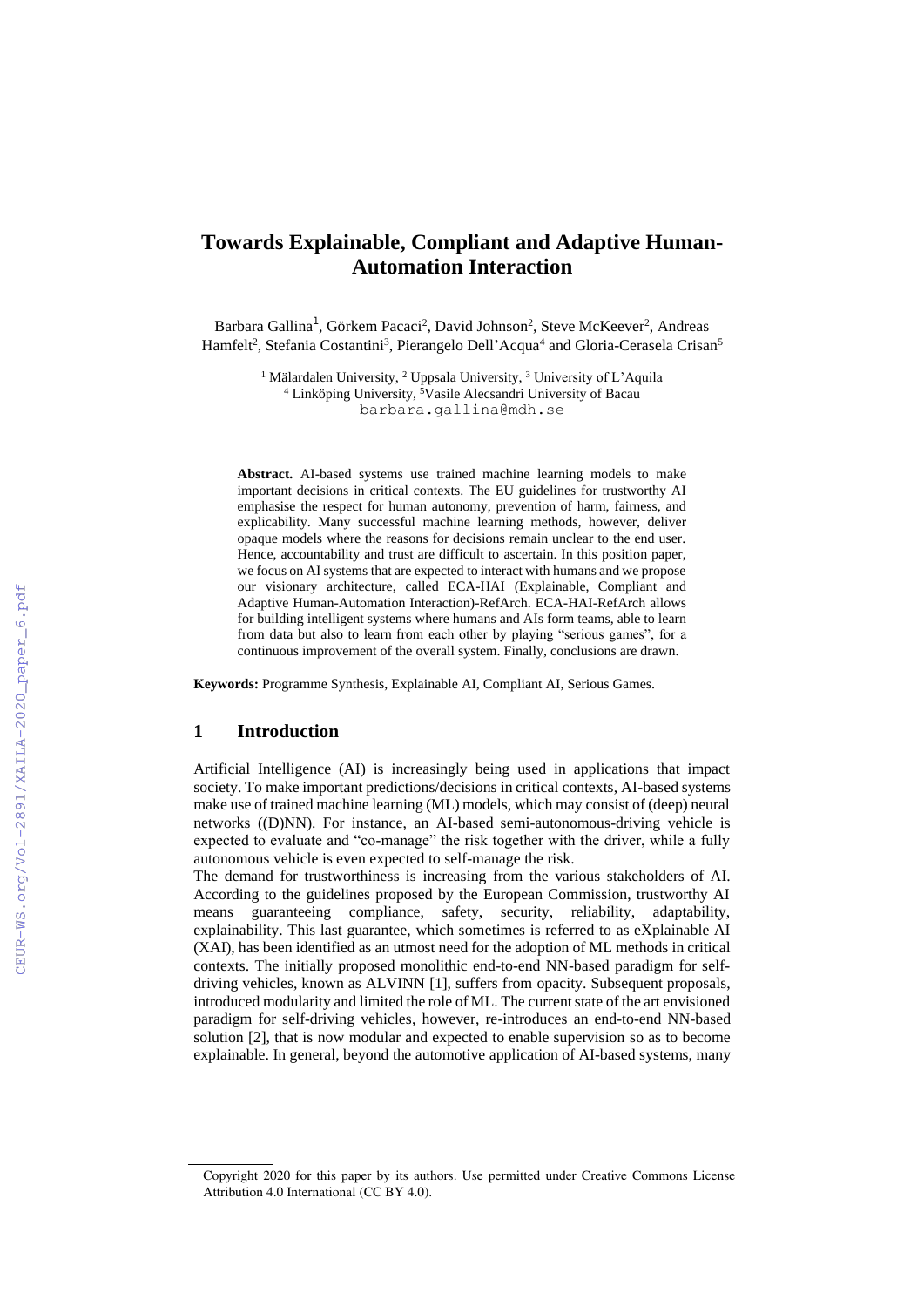# Towards Explainable, Compliant and Adaptive Human-Automation Interaction

Barbara Gallina[1], Görkem Pacaci[2], David Johnson[2], Steve McKeever[2], Andreas Hamfelt[2], Stefania Costantini[3], Pierangelo Dell'Acqua[4] and Gloria-Cerasela Crisan[5]

[1] Mälardalen University, [2] Uppsala University, [3] University of L'Aquila
[4] Linköping University, [5]Vasile Alecsandri University of Bacau
barbara.gallina@mdh.se

**Abstract.** AI-based systems use trained machine learning models to make important decisions in critical contexts. The EU guidelines for trustworthy AI emphasise the respect for human autonomy, prevention of harm, fairness, and explicability. Many successful machine learning methods, however, deliver opaque models where the reasons for decisions remain unclear to the end user. Hence, accountability and trust are difficult to ascertain. In this position paper, we focus on AI systems that are expected to interact with humans and we propose our visionary architecture, called ECA-HAI (Explainable, Compliant and Adaptive Human-Automation Interaction)-RefArch. ECA-HAI-RefArch allows for building intelligent systems where humans and AIs form teams, able to learn from data but also to learn from each other by playing "serious games", for a continuous improvement of the overall system. Finally, conclusions are drawn.

**Keywords:** Programme Synthesis, Explainable AI, Compliant AI, Serious Games.

## 1 Introduction

Artificial Intelligence (AI) is increasingly being used in applications that impact society. To make important predictions/decisions in critical contexts, AI-based systems make use of trained machine learning (ML) models, which may consist of (deep) neural networks ((D)NN). For instance, an AI-based semi-autonomous-driving vehicle is expected to evaluate and "co-manage" the risk together with the driver, while a fully autonomous vehicle is even expected to self-manage the risk.

The demand for trustworthiness is increasing from the various stakeholders of AI. According to the guidelines proposed by the European Commission, trustworthy AI means guaranteeing compliance, safety, security, reliability, adaptability, explainability. This last guarantee, which sometimes is referred to as eXplainable AI (XAI), has been identified as an utmost need for the adoption of ML methods in critical contexts. The initially proposed monolithic end-to-end NN-based paradigm for self-driving vehicles, known as ALVINN [1], suffers from opacity. Subsequent proposals, introduced modularity and limited the role of ML. The current state of the art envisioned paradigm for self-driving vehicles, however, re-introduces an end-to-end NN-based solution [2], that is now modular and expected to enable supervision so as to become explainable. In general, beyond the automotive application of AI-based systems, many

Copyright 2020 for this paper by its authors. Use permitted under Creative Commons License Attribution 4.0 International (CC BY 4.0).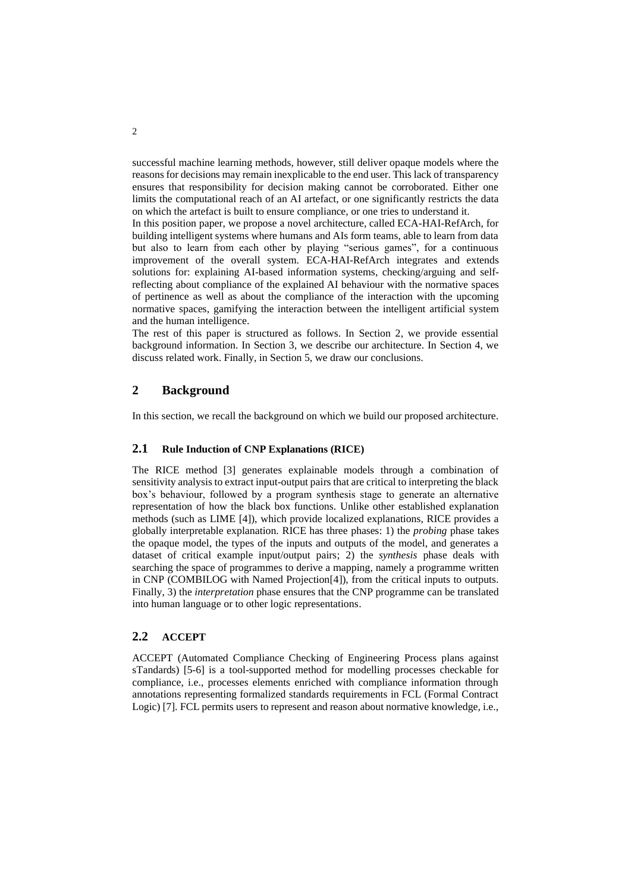successful machine learning methods, however, still deliver opaque models where the reasons for decisions may remain inexplicable to the end user. This lack of transparency ensures that responsibility for decision making cannot be corroborated. Either one limits the computational reach of an AI artefact, or one significantly restricts the data on which the artefact is built to ensure compliance, or one tries to understand it.

In this position paper, we propose a novel architecture, called ECA-HAI-RefArch, for building intelligent systems where humans and AIs form teams, able to learn from data but also to learn from each other by playing "serious games", for a continuous improvement of the overall system. ECA-HAI-RefArch integrates and extends solutions for: explaining AI-based information systems, checking/arguing and self-reflecting about compliance of the explained AI behaviour with the normative spaces of pertinence as well as about the compliance of the interaction with the upcoming normative spaces, gamifying the interaction between the intelligent artificial system and the human intelligence.

The rest of this paper is structured as follows. In Section 2, we provide essential background information. In Section 3, we describe our architecture. In Section 4, we discuss related work. Finally, in Section 5, we draw our conclusions.

## 2 Background

In this section, we recall the background on which we build our proposed architecture.

### 2.1 Rule Induction of CNP Explanations (RICE)

The RICE method [3] generates explainable models through a combination of sensitivity analysis to extract input-output pairs that are critical to interpreting the black box's behaviour, followed by a program synthesis stage to generate an alternative representation of how the black box functions. Unlike other established explanation methods (such as LIME [4]), which provide localized explanations, RICE provides a globally interpretable explanation. RICE has three phases: 1) the *probing* phase takes the opaque model, the types of the inputs and outputs of the model, and generates a dataset of critical example input/output pairs; 2) the *synthesis* phase deals with searching the space of programmes to derive a mapping, namely a programme written in CNP (COMBILOG with Named Projection[4]), from the critical inputs to outputs. Finally, 3) the *interpretation* phase ensures that the CNP programme can be translated into human language or to other logic representations.

### 2.2 ACCEPT

ACCEPT (Automated Compliance Checking of Engineering Process plans against sTandards) [5-6] is a tool-supported method for modelling processes checkable for compliance, i.e., processes elements enriched with compliance information through annotations representing formalized standards requirements in FCL (Formal Contract Logic) [7]. FCL permits users to represent and reason about normative knowledge, i.e.,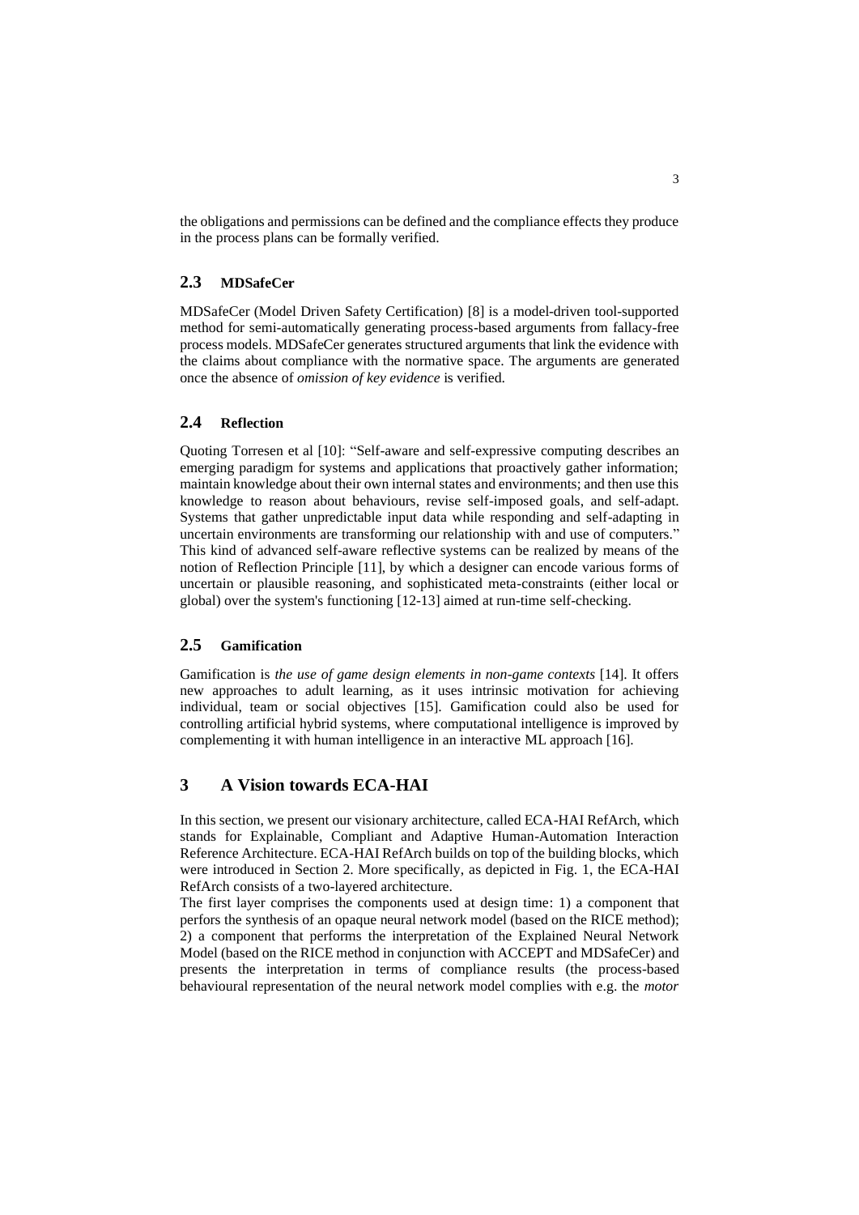the obligations and permissions can be defined and the compliance effects they produce in the process plans can be formally verified.

### 2.3 MDSafeCer

MDSafeCer (Model Driven Safety Certification) [8] is a model-driven tool-supported method for semi-automatically generating process-based arguments from fallacy-free process models. MDSafeCer generates structured arguments that link the evidence with the claims about compliance with the normative space. The arguments are generated once the absence of *omission of key evidence* is verified.

### 2.4 Reflection

Quoting Torresen et al [10]: "Self-aware and self-expressive computing describes an emerging paradigm for systems and applications that proactively gather information; maintain knowledge about their own internal states and environments; and then use this knowledge to reason about behaviours, revise self-imposed goals, and self-adapt. Systems that gather unpredictable input data while responding and self-adapting in uncertain environments are transforming our relationship with and use of computers." This kind of advanced self-aware reflective systems can be realized by means of the notion of Reflection Principle [11], by which a designer can encode various forms of uncertain or plausible reasoning, and sophisticated meta-constraints (either local or global) over the system's functioning [12-13] aimed at run-time self-checking.

### 2.5 Gamification

Gamification is *the use of game design elements in non-game contexts* [14]. It offers new approaches to adult learning, as it uses intrinsic motivation for achieving individual, team or social objectives [15]. Gamification could also be used for controlling artificial hybrid systems, where computational intelligence is improved by complementing it with human intelligence in an interactive ML approach [16].

## 3 A Vision towards ECA-HAI

In this section, we present our visionary architecture, called ECA-HAI RefArch, which stands for Explainable, Compliant and Adaptive Human-Automation Interaction Reference Architecture. ECA-HAI RefArch builds on top of the building blocks, which were introduced in Section 2. More specifically, as depicted in Fig. 1, the ECA-HAI RefArch consists of a two-layered architecture.

The first layer comprises the components used at design time: 1) a component that perfors the synthesis of an opaque neural network model (based on the RICE method); 2) a component that performs the interpretation of the Explained Neural Network Model (based on the RICE method in conjunction with ACCEPT and MDSafeCer) and presents the interpretation in terms of compliance results (the process-based behavioural representation of the neural network model complies with e.g. the *motor*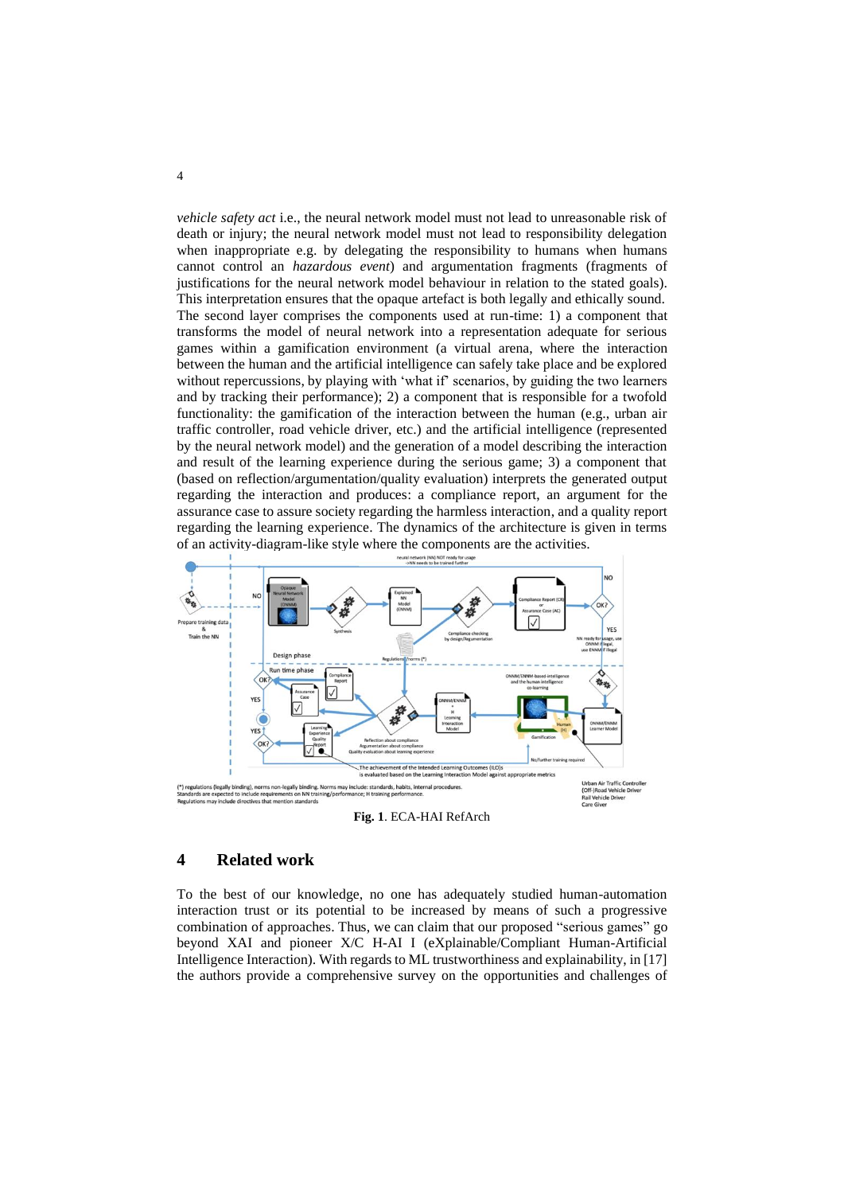*vehicle safety act* i.e., the neural network model must not lead to unreasonable risk of death or injury; the neural network model must not lead to responsibility delegation when inappropriate e.g. by delegating the responsibility to humans when humans cannot control an *hazardous event*) and argumentation fragments (fragments of justifications for the neural network model behaviour in relation to the stated goals). This interpretation ensures that the opaque artefact is both legally and ethically sound. The second layer comprises the components used at run-time: 1) a component that transforms the model of neural network into a representation adequate for serious games within a gamification environment (a virtual arena, where the interaction between the human and the artificial intelligence can safely take place and be explored without repercussions, by playing with 'what if' scenarios, by guiding the two learners and by tracking their performance); 2) a component that is responsible for a twofold functionality: the gamification of the interaction between the human (e.g., urban air traffic controller, road vehicle driver, etc.) and the artificial intelligence (represented by the neural network model) and the generation of a model describing the interaction and result of the learning experience during the serious game; 3) a component that (based on reflection/argumentation/quality evaluation) interprets the generated output regarding the interaction and produces: a compliance report, an argument for the assurance case to assure society regarding the harmless interaction, and a quality report regarding the learning experience. The dynamics of the architecture is given in terms of an activity-diagram-like style where the components are the activities.

**Fig. 1**. ECA-HAI RefArch

## 4 Related work

To the best of our knowledge, no one has adequately studied human-automation interaction trust or its potential to be increased by means of such a progressive combination of approaches. Thus, we can claim that our proposed "serious games" go beyond XAI and pioneer X/C H-AI I (eXplainable/Compliant Human-Artificial Intelligence Interaction). With regards to ML trustworthiness and explainability, in [17] the authors provide a comprehensive survey on the opportunities and challenges of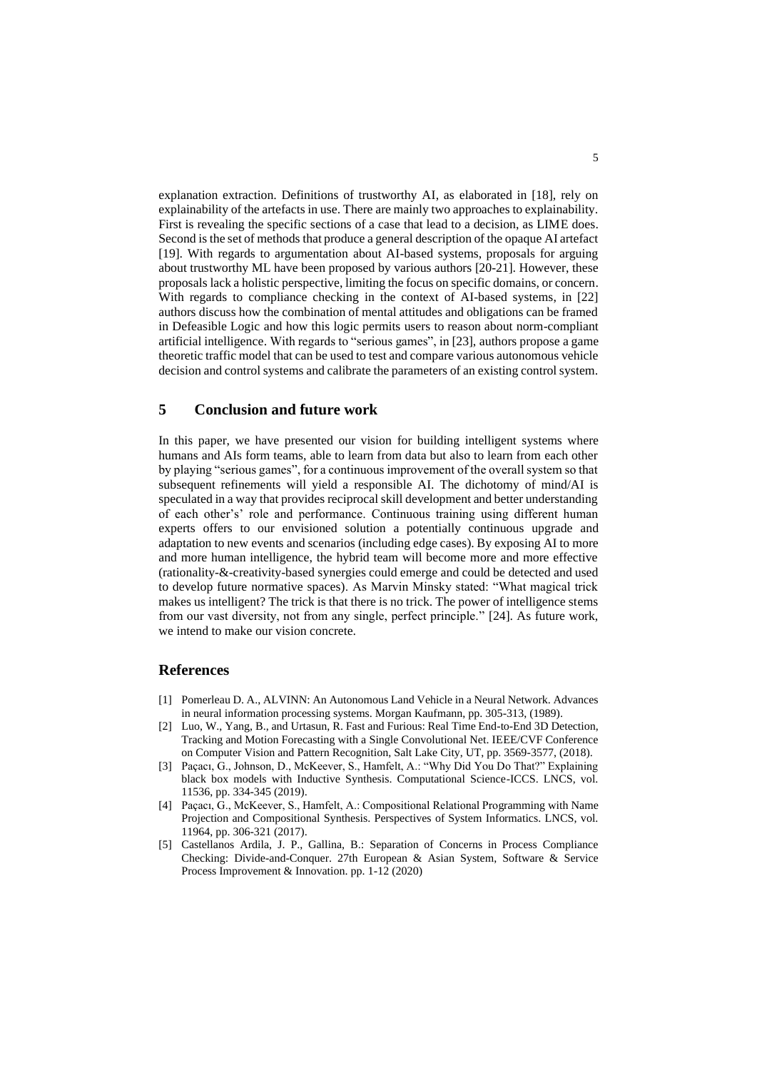explanation extraction. Definitions of trustworthy AI, as elaborated in [18], rely on explainability of the artefacts in use. There are mainly two approaches to explainability. First is revealing the specific sections of a case that lead to a decision, as LIME does. Second is the set of methods that produce a general description of the opaque AI artefact [19]. With regards to argumentation about AI-based systems, proposals for arguing about trustworthy ML have been proposed by various authors [20-21]. However, these proposals lack a holistic perspective, limiting the focus on specific domains, or concern. With regards to compliance checking in the context of AI-based systems, in [22] authors discuss how the combination of mental attitudes and obligations can be framed in Defeasible Logic and how this logic permits users to reason about norm-compliant artificial intelligence. With regards to "serious games", in [23], authors propose a game theoretic traffic model that can be used to test and compare various autonomous vehicle decision and control systems and calibrate the parameters of an existing control system.

## 5 Conclusion and future work

In this paper, we have presented our vision for building intelligent systems where humans and AIs form teams, able to learn from data but also to learn from each other by playing "serious games", for a continuous improvement of the overall system so that subsequent refinements will yield a responsible AI. The dichotomy of mind/AI is speculated in a way that provides reciprocal skill development and better understanding of each other's' role and performance. Continuous training using different human experts offers to our envisioned solution a potentially continuous upgrade and adaptation to new events and scenarios (including edge cases). By exposing AI to more and more human intelligence, the hybrid team will become more and more effective (rationality-&-creativity-based synergies could emerge and could be detected and used to develop future normative spaces). As Marvin Minsky stated: "What magical trick makes us intelligent? The trick is that there is no trick. The power of intelligence stems from our vast diversity, not from any single, perfect principle." [24]. As future work, we intend to make our vision concrete.

## References

- [1] Pomerleau D. A., ALVINN: An Autonomous Land Vehicle in a Neural Network. Advances in neural information processing systems. Morgan Kaufmann, pp. 305-313, (1989).
- [2] Luo, W., Yang, B., and Urtasun, R. Fast and Furious: Real Time End-to-End 3D Detection, Tracking and Motion Forecasting with a Single Convolutional Net. IEEE/CVF Conference on Computer Vision and Pattern Recognition, Salt Lake City, UT, pp. 3569-3577, (2018).
- [3] Paçacı, G., Johnson, D., McKeever, S., Hamfelt, A.: "Why Did You Do That?" Explaining black box models with Inductive Synthesis. Computational Science-ICCS. LNCS, vol. 11536, pp. 334-345 (2019).
- [4] Paçacı, G., McKeever, S., Hamfelt, A.: Compositional Relational Programming with Name Projection and Compositional Synthesis. Perspectives of System Informatics. LNCS, vol. 11964, pp. 306-321 (2017).
- [5] Castellanos Ardila, J. P., Gallina, B.: Separation of Concerns in Process Compliance Checking: Divide-and-Conquer. 27th European & Asian System, Software & Service Process Improvement & Innovation. pp. 1-12 (2020)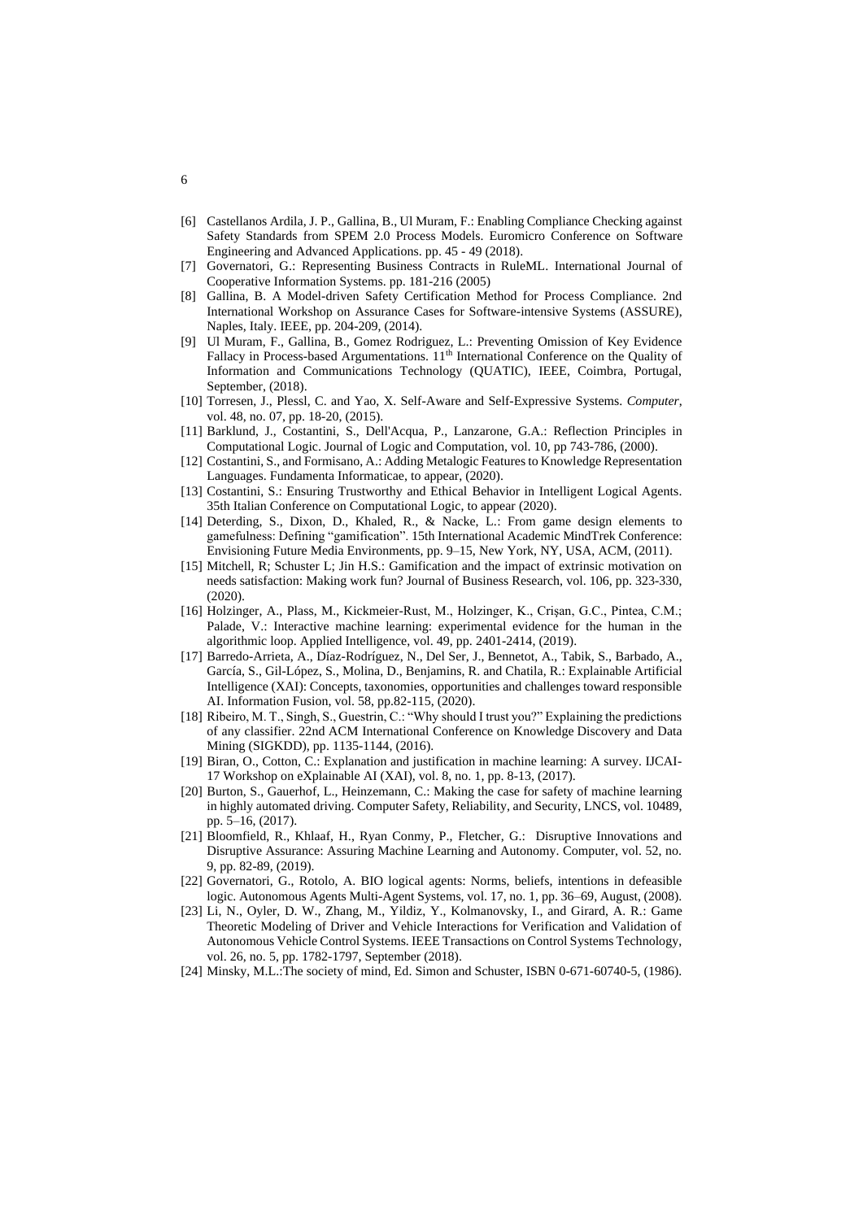[6] Castellanos Ardila, J. P., Gallina, B., Ul Muram, F.: Enabling Compliance Checking against Safety Standards from SPEM 2.0 Process Models. Euromicro Conference on Software Engineering and Advanced Applications. pp. 45 - 49 (2018).

[7] Governatori, G.: Representing Business Contracts in RuleML. International Journal of Cooperative Information Systems. pp. 181-216 (2005)

[8] Gallina, B. A Model-driven Safety Certification Method for Process Compliance. 2nd International Workshop on Assurance Cases for Software-intensive Systems (ASSURE), Naples, Italy. IEEE, pp. 204-209, (2014).

[9] Ul Muram, F., Gallina, B., Gomez Rodriguez, L.: Preventing Omission of Key Evidence Fallacy in Process-based Argumentations. 11th International Conference on the Quality of Information and Communications Technology (QUATIC), IEEE, Coimbra, Portugal, September, (2018).

[10] Torresen, J., Plessl, C. and Yao, X. Self-Aware and Self-Expressive Systems. *Computer*, vol. 48, no. 07, pp. 18-20, (2015).

[11] Barklund, J., Costantini, S., Dell'Acqua, P., Lanzarone, G.A.: Reflection Principles in Computational Logic. Journal of Logic and Computation, vol. 10, pp 743-786, (2000).

[12] Costantini, S., and Formisano, A.: Adding Metalogic Features to Knowledge Representation Languages. Fundamenta Informaticae, to appear, (2020).

[13] Costantini, S.: Ensuring Trustworthy and Ethical Behavior in Intelligent Logical Agents. 35th Italian Conference on Computational Logic, to appear (2020).

[14] Deterding, S., Dixon, D., Khaled, R., & Nacke, L.: From game design elements to gamefulness: Defining "gamification". 15th International Academic MindTrek Conference: Envisioning Future Media Environments, pp. 9–15, New York, NY, USA, ACM, (2011).

[15] Mitchell, R; Schuster L; Jin H.S.: Gamification and the impact of extrinsic motivation on needs satisfaction: Making work fun? Journal of Business Research, vol. 106, pp. 323-330, (2020).

[16] Holzinger, A., Plass, M., Kickmeier-Rust, M., Holzinger, K., Crişan, G.C., Pintea, C.M.; Palade, V.: Interactive machine learning: experimental evidence for the human in the algorithmic loop. Applied Intelligence, vol. 49, pp. 2401-2414, (2019).

[17] Barredo-Arrieta, A., Díaz-Rodríguez, N., Del Ser, J., Bennetot, A., Tabik, S., Barbado, A., García, S., Gil-López, S., Molina, D., Benjamins, R. and Chatila, R.: Explainable Artificial Intelligence (XAI): Concepts, taxonomies, opportunities and challenges toward responsible AI. Information Fusion, vol. 58, pp.82-115, (2020).

[18] Ribeiro, M. T., Singh, S., Guestrin, C.: "Why should I trust you?" Explaining the predictions of any classifier. 22nd ACM International Conference on Knowledge Discovery and Data Mining (SIGKDD), pp. 1135-1144, (2016).

[19] Biran, O., Cotton, C.: Explanation and justification in machine learning: A survey. IJCAI-17 Workshop on eXplainable AI (XAI), vol. 8, no. 1, pp. 8-13, (2017).

[20] Burton, S., Gauerhof, L., Heinzemann, C.: Making the case for safety of machine learning in highly automated driving. Computer Safety, Reliability, and Security, LNCS, vol. 10489, pp. 5–16, (2017).

[21] Bloomfield, R., Khlaaf, H., Ryan Conmy, P., Fletcher, G.: Disruptive Innovations and Disruptive Assurance: Assuring Machine Learning and Autonomy. Computer, vol. 52, no. 9, pp. 82-89, (2019).

[22] Governatori, G., Rotolo, A. BIO logical agents: Norms, beliefs, intentions in defeasible logic. Autonomous Agents Multi-Agent Systems, vol. 17, no. 1, pp. 36–69, August, (2008).

[23] Li, N., Oyler, D. W., Zhang, M., Yildiz, Y., Kolmanovsky, I., and Girard, A. R.: Game Theoretic Modeling of Driver and Vehicle Interactions for Verification and Validation of Autonomous Vehicle Control Systems. IEEE Transactions on Control Systems Technology, vol. 26, no. 5, pp. 1782-1797, September (2018).

[24] Minsky, M.L.:The society of mind, Ed. Simon and Schuster, ISBN 0-671-60740-5, (1986).